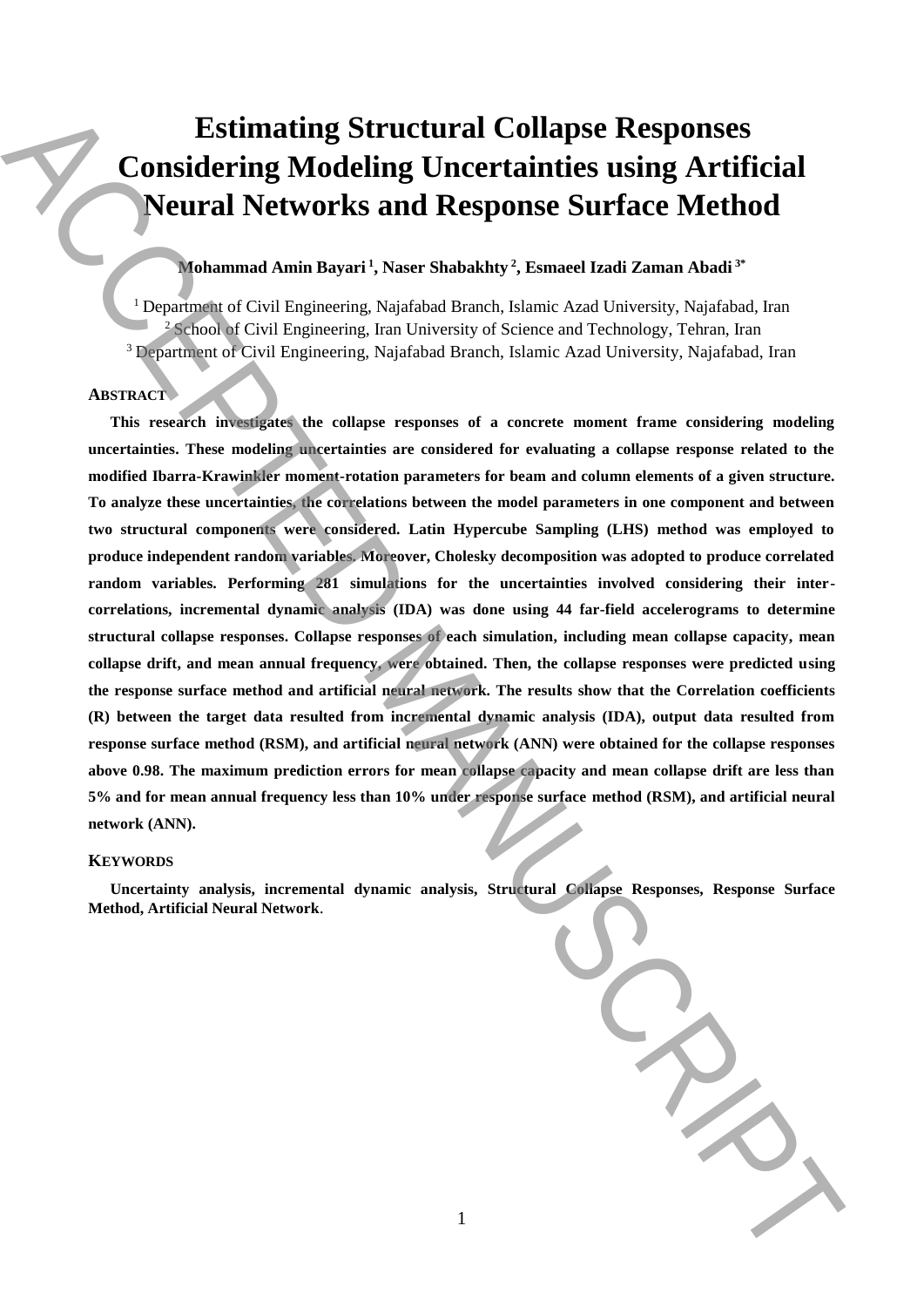# Estimating Structural Collapse Responses Considering Modeling Uncertainties using Artificial Neural Networks and Response Surface Method

**Mohammad Amin Bayari [1], Naser Shabakhty [2], Esmaeel Izadi Zaman Abadi [3*]**

[1] Department of Civil Engineering, Najafabad Branch, Islamic Azad University, Najafabad, Iran
[2] School of Civil Engineering, Iran University of Science and Technology, Tehran, Iran
[3] Department of Civil Engineering, Najafabad Branch, Islamic Azad University, Najafabad, Iran

## ABSTRACT

**This research investigates the collapse responses of a concrete moment frame considering modeling uncertainties. These modeling uncertainties are considered for evaluating a collapse response related to the modified Ibarra-Krawinkler moment-rotation parameters for beam and column elements of a given structure. To analyze these uncertainties, the correlations between the model parameters in one component and between two structural components were considered. Latin Hypercube Sampling (LHS) method was employed to produce independent random variables. Moreover, Cholesky decomposition was adopted to produce correlated random variables. Performing 281 simulations for the uncertainties involved considering their inter-correlations, incremental dynamic analysis (IDA) was done using 44 far-field accelerograms to determine structural collapse responses. Collapse responses of each simulation, including mean collapse capacity, mean collapse drift, and mean annual frequency, were obtained. Then, the collapse responses were predicted using the response surface method and artificial neural network. The results show that the Correlation coefficients (R) between the target data resulted from incremental dynamic analysis (IDA), output data resulted from response surface method (RSM), and artificial neural network (ANN) were obtained for the collapse responses above 0.98. The maximum prediction errors for mean collapse capacity and mean collapse drift are less than 5% and for mean annual frequency less than 10% under response surface method (RSM), and artificial neural network (ANN).**

## KEYWORDS

**Uncertainty analysis, incremental dynamic analysis, Structural Collapse Responses, Response Surface Method, Artificial Neural Network.**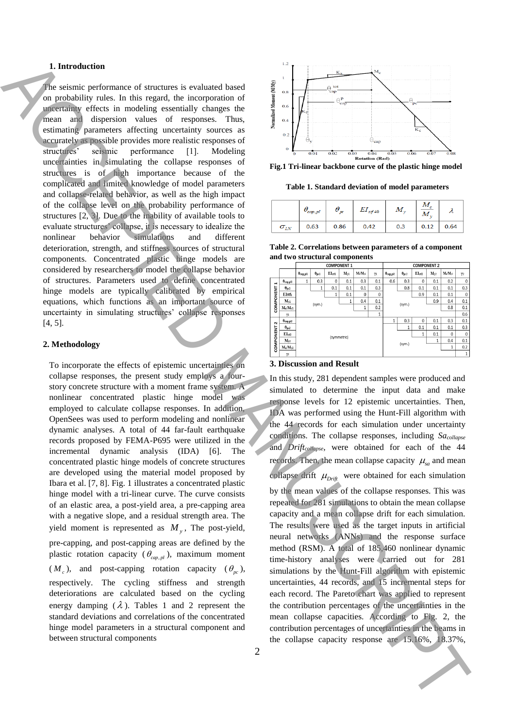## 1. Introduction

The seismic performance of structures is evaluated based on probability rules. In this regard, the incorporation of uncertainty effects in modeling essentially changes the mean and dispersion values of responses. Thus, estimating parameters affecting uncertainty sources as accurately as possible provides more realistic responses of structures' seismic performance [1]. Modeling uncertainties in simulating the collapse responses of structures is of high importance because of the complicated and limited knowledge of model parameters and collapse-related behavior, as well as the high impact of the collapse level on the probability performance of structures [2, 3]. Due to the inability of available tools to evaluate structures' collapse, it is necessary to idealize the nonlinear behavior simulations and different deterioration, strength, and stiffness sources of structural components. Concentrated plastic hinge models are considered by researchers to model the collapse behavior of structures. Parameters used to define concentrated hinge models are typically calibrated by empirical equations, which functions as an important source of uncertainty in simulating structures' collapse responses [4, 5].

## 2. Methodology

To incorporate the effects of epistemic uncertainties on collapse responses, the present study employs a four-story concrete structure with a moment frame system. A nonlinear concentrated plastic hinge model was employed to calculate collapse responses. In addition, OpenSees was used to perform modeling and nonlinear dynamic analyses. A total of 44 far-fault earthquake records proposed by FEMA-P695 were utilized in the incremental dynamic analysis (IDA) [6]. The concentrated plastic hinge models of concrete structures are developed using the material model proposed by Ibara et al. [7, 8]. Fig. 1 illustrates a concentrated plastic hinge model with a tri-linear curve. The curve consists of an elastic area, a post-yield area, a pre-capping area with a negative slope, and a residual strength area. The yield moment is represented as $M_y$. The post-yield, pre-capping, and post-capping areas are defined by the plastic rotation capacity ($\theta_{cap,pl}$), maximum moment ($M_c$), and post-capping rotation capacity ($\theta_{pc}$), respectively. The cycling stiffness and strength deteriorations are calculated based on the cycling energy damping ($\lambda$). Tables 1 and 2 represent the standard deviations and correlations of the concentrated hinge model parameters in a structural component and between structural components

**Fig.1 Tri-linear backbone curve of the plastic hinge model**

**Table 1. Standard deviation of model parameters**

| | $\theta_{cap,pl}$ | $\theta_{pc}$ | $EI_{stf40}$ | $M_y$ | $\frac{M_c}{M_y}$ | $\lambda$ |
|---|---|---|---|---|---|---|
| $\sigma_{LN}$ | 0.63 | 0.86 | 0.42 | 0.3 | 0.12 | 0.64 |

**Table 2. Correlations between parameters of a component and two structural components**

| | | COMPONENT 1 | | | | | | COMPONENT 2 | | | | | |
|---|---|---|---|---|---|---|---|---|---|---|---|---|---|
| | | $\theta_{cap,pl1}$ | $\theta_{pc1}$ | $EI_{stf1}$ | $M_{y1}$ | $M_c/M_{y1}$ | $\gamma_1$ | $\theta_{cap,pl2}$ | $\theta_{pc2}$ | $EI_{stf2}$ | $M_{y2}$ | $M_c/M_{y2}$ | $\gamma_2$ |
| COMPONENT 1 | $\theta_{cap,pl1}$ | 1 | 0.3 | 0 | 0.1 | 0.3 | 0.1 | 0.6 | 0.3 | 0 | 0.1 | 0.2 | 0 |
| | $\theta_{pc1}$ | | 1 | 0.1 | 0.1 | 0.1 | 0.3 | | 0.8 | 0.1 | 0.1 | 0.1 | 0.3 |
| | $EI_{stf1}$ | | | 1 | 0.1 | 0 | 0 | | | 0.9 | 0.1 | 0.1 | 0 |
| | $M_{y1}$ | (sym.) | | | 1 | 0.4 | 0.1 | (sym.) | | | 0.9 | 0.4 | 0.1 |
| | $M_c/M_{y1}$ | | | | | 1 | 0.2 | | | | | 0.8 | 0.1 |
| | $\gamma_1$ | | | | | | 1 | | | | | | 0.6 |
| COMPONENT 2 | $\theta_{cap,pl2}$ | | | | | | | 1 | 0.3 | 0 | 0.1 | 0.3 | 0.1 |
| | $\theta_{pc2}$ | | | | | | | | 1 | 0.1 | 0.1 | 0.1 | 0.3 |
| | $EI_{stf2}$ | | | (symmetric) | | | | | | 1 | 0.1 | 0 | 0 |
| | $M_{y2}$ | | | | | | | (sym.) | | | 1 | 0.4 | 0.1 |
| | $M_c/M_{y2}$ | | | | | | | | | | | 1 | 0.2 |
| | $\gamma_2$ | | | | | | | | | | | | 1 |

## 3. Discussion and Result

In this study, 281 dependent samples were produced and simulated to determine the input data and make response levels for 12 epistemic uncertainties. Then, IDA was performed using the Hunt-Fill algorithm with the 44 records for each simulation under uncertainty conditions. The collapse responses, including $Sa_{collapse}$ and $Drift_{collapse}$, were obtained for each of the 44 records. Then, the mean collapse capacity $\mu_{sa}$ and mean collapse drift $\mu_{Drift}$ were obtained for each simulation by the mean values of the collapse responses. This was repeated for 281 simulations to obtain the mean collapse capacity and a mean collapse drift for each simulation. The results were used as the target inputs in artificial neural networks (ANNs) and the response surface method (RSM). A total of 185,460 nonlinear dynamic time-history analyses were carried out for 281 simulations by the Hunt-Fill algorithm with epistemic uncertainties, 44 records, and 15 incremental steps for each record. The Pareto chart was applied to represent the contribution percentages of the uncertainties in the mean collapse capacities. According to Fig. 2, the contribution percentages of uncertainties in the beams in the collapse capacity response are 15.16%, 18.37%,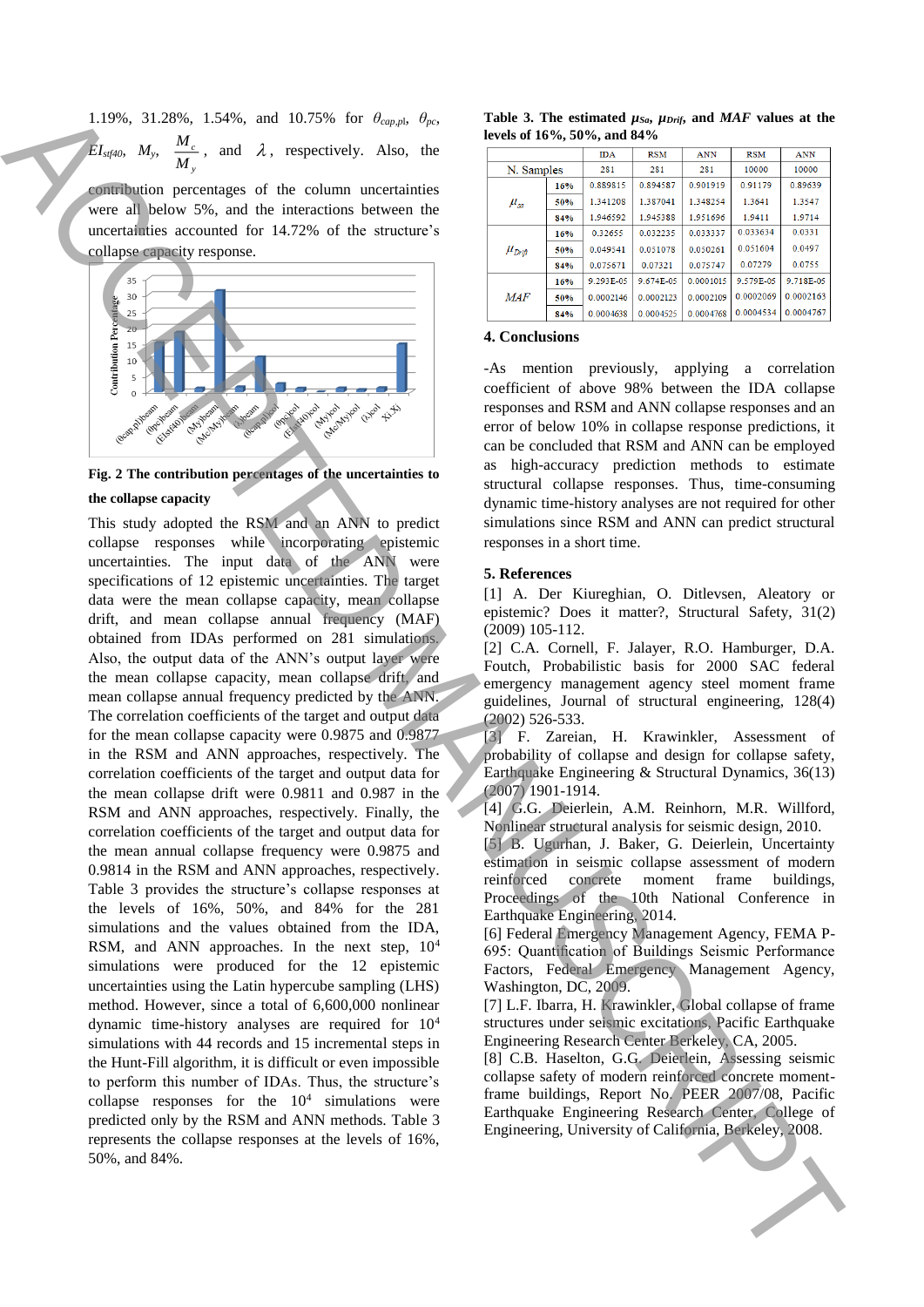1.19%, 31.28%, 1.54%, and 10.75% for $\theta_{cap,pl}$, $\theta_{pc}$, $EI_{stf40}$, $M_y$, $\frac{M_c}{M_y}$, and $\lambda$, respectively. Also, the contribution percentages of the column uncertainties were all below 5%, and the interactions between the uncertainties accounted for 14.72% of the structure's collapse capacity response.

Contribution Percentage

35
30
25
20
15
10
5
0

(θcap,pl)beam
(θpc)beam
(EIstf40)beam
(My)beam
(Mc/My)beam
(λ)beam
(θcap,pl)col
(θpc)col
(EIstf40)col
(My)col
(Mc/My)col
(λ)col
Xi.Xj

**Fig. 2 The contribution percentages of the uncertainties to the collapse capacity**

This study adopted the RSM and an ANN to predict collapse responses while incorporating epistemic uncertainties. The input data of the ANN were specifications of 12 epistemic uncertainties. The target data were the mean collapse capacity, mean collapse drift, and mean collapse annual frequency (MAF) obtained from IDAs performed on 281 simulations. Also, the output data of the ANN's output layer were the mean collapse capacity, mean collapse drift, and mean collapse annual frequency predicted by the ANN. The correlation coefficients of the target and output data for the mean collapse capacity were 0.9875 and 0.9877 in the RSM and ANN approaches, respectively. The correlation coefficients of the target and output data for the mean collapse drift were 0.9811 and 0.987 in the RSM and ANN approaches, respectively. Finally, the correlation coefficients of the target and output data for the mean annual collapse frequency were 0.9875 and 0.9814 in the RSM and ANN approaches, respectively. Table 3 provides the structure's collapse responses at the levels of 16%, 50%, and 84% for the 281 simulations and the values obtained from the IDA, RSM, and ANN approaches. In the next step, $10^4$ simulations were produced for the 12 epistemic uncertainties using the Latin hypercube sampling (LHS) method. However, since a total of 6,600,000 nonlinear dynamic time-history analyses are required for $10^4$ simulations with 44 records and 15 incremental steps in the Hunt-Fill algorithm, it is difficult or even impossible to perform this number of IDAs. Thus, the structure's collapse responses for the $10^4$ simulations were predicted only by the RSM and ANN methods. Table 3 represents the collapse responses at the levels of 16%, 50%, and 84%.

**Table 3. The estimated $\mu_{Sa}$, $\mu_{Drif}$, and *MAF* values at the levels of 16%, 50%, and 84%**

| | | IDA | RSM | ANN | RSM | ANN |
|---|---|---|---|---|---|---|
| N. Samples | | 281 | 281 | 281 | 10000 | 10000 |
| $\mu_{Sa}$ | 16% | 0.889815 | 0.894587 | 0.901919 | 0.91179 | 0.89639 |
| | 50% | 1.341208 | 1.387041 | 1.348254 | 1.3641 | 1.3547 |
| | 84% | 1.946592 | 1.945388 | 1.951696 | 1.9411 | 1.9714 |
| $\mu_{Drift}$ | 16% | 0.32655 | 0.032235 | 0.033337 | 0.033634 | 0.0331 |
| | 50% | 0.049541 | 0.051078 | 0.050261 | 0.051604 | 0.0497 |
| | 84% | 0.075671 | 0.07321 | 0.075747 | 0.07279 | 0.0755 |
| *MAF* | 16% | 9.293E-05 | 9.674E-05 | 0.0001015 | 9.579E-05 | 9.718E-05 |
| | 50% | 0.0002146 | 0.0002123 | 0.0002109 | 0.0002069 | 0.0002163 |
| | 84% | 0.0004638 | 0.0004525 | 0.0004768 | 0.0004534 | 0.0004767 |

## 4. Conclusions

-As mention previously, applying a correlation coefficient of above 98% between the IDA collapse responses and RSM and ANN collapse responses and an error of below 10% in collapse response predictions, it can be concluded that RSM and ANN can be employed as high-accuracy prediction methods to estimate structural collapse responses. Thus, time-consuming dynamic time-history analyses are not required for other simulations since RSM and ANN can predict structural responses in a short time.

## 5. References

[1] A. Der Kiureghian, O. Ditlevsen, Aleatory or epistemic? Does it matter?, Structural Safety, 31(2) (2009) 105-112.

[2] C.A. Cornell, F. Jalayer, R.O. Hamburger, D.A. Foutch, Probabilistic basis for 2000 SAC federal emergency management agency steel moment frame guidelines, Journal of structural engineering, 128(4) (2002) 526-533.

[3] F. Zareian, H. Krawinkler, Assessment of probability of collapse and design for collapse safety, Earthquake Engineering & Structural Dynamics, 36(13) (2007) 1901-1914.

[4] G.G. Deierlein, A.M. Reinhorn, M.R. Willford, Nonlinear structural analysis for seismic design, 2010.

[5] B. Ugurhan, J. Baker, G. Deierlein, Uncertainty estimation in seismic collapse assessment of modern reinforced concrete moment frame buildings, Proceedings of the 10th National Conference in Earthquake Engineering, 2014.

[6] Federal Emergency Management Agency, FEMA P-695: Quantification of Buildings Seismic Performance Factors, Federal Emergency Management Agency, Washington, DC, 2009.

[7] L.F. Ibarra, H. Krawinkler, Global collapse of frame structures under seismic excitations, Pacific Earthquake Engineering Research Center Berkeley, CA, 2005.

[8] C.B. Haselton, G.G. Deierlein, Assessing seismic collapse safety of modern reinforced concrete moment-frame buildings, Report No. PEER 2007/08, Pacific Earthquake Engineering Research Center, College of Engineering, University of California, Berkeley, 2008.